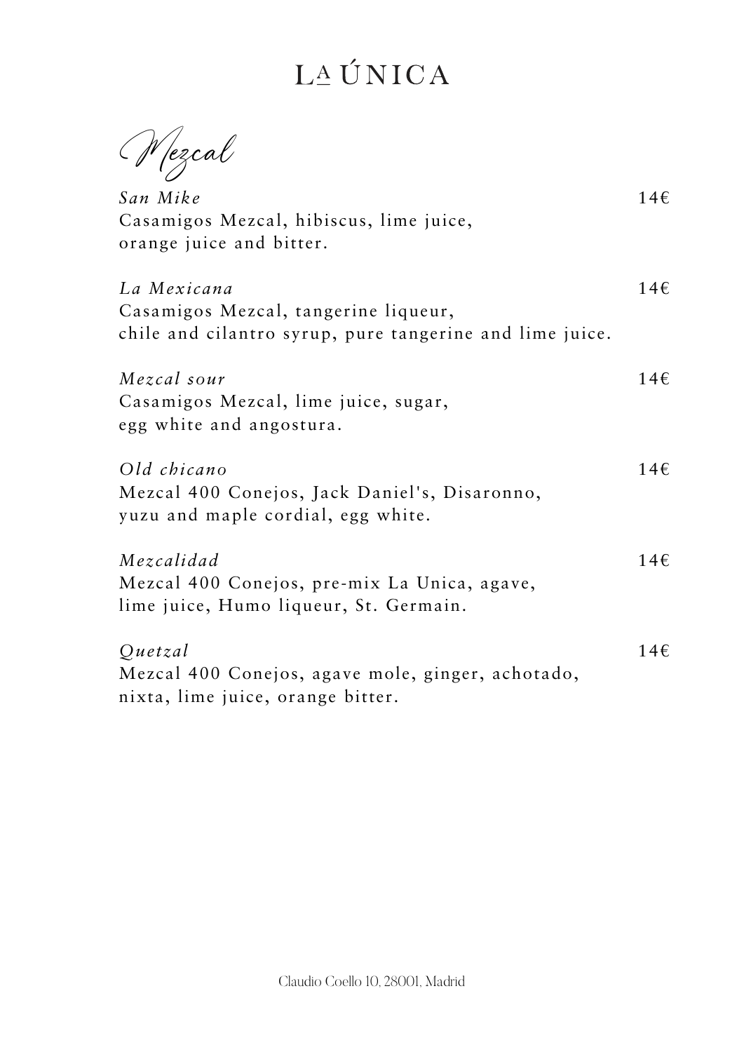# LA ÚNICA

## Mezcal

*San Mike* 14€
Casamigos Mezcal, hibiscus, lime juice, orange juice and bitter.

*La Mexicana* 14€
Casamigos Mezcal, tangerine liqueur, chile and cilantro syrup, pure tangerine and lime juice.

*Mezcal sour* 14€
Casamigos Mezcal, lime juice, sugar, egg white and angostura.

*Old chicano* 14€
Mezcal 400 Conejos, Jack Daniel's, Disaronno, yuzu and maple cordial, egg white.

*Mezcalidad* 14€
Mezcal 400 Conejos, pre-mix La Unica, agave, lime juice, Humo liqueur, St. Germain.

*Quetzal* 14€
Mezcal 400 Conejos, agave mole, ginger, achotado, nixta, lime juice, orange bitter.

Claudio Coello 10, 28001, Madrid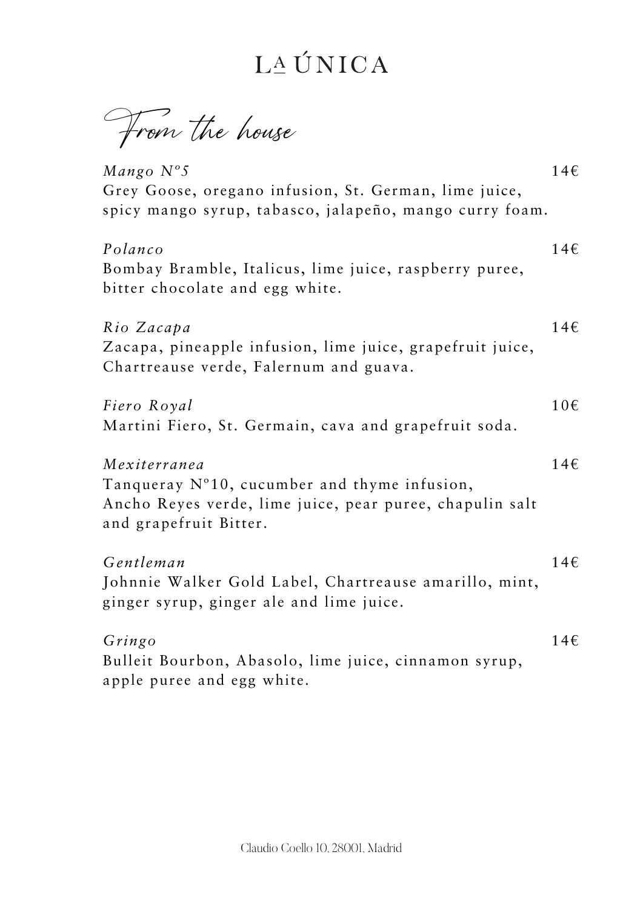# LA ÚNICA

## From the house

*Mango Nº5* 14€
Grey Goose, oregano infusion, St. German, lime juice, spicy mango syrup, tabasco, jalapeño, mango curry foam.

*Polanco* 14€
Bombay Bramble, Italicus, lime juice, raspberry puree, bitter chocolate and egg white.

*Rio Zacapa* 14€
Zacapa, pineapple infusion, lime juice, grapefruit juice, Chartreause verde, Falernum and guava.

*Fiero Royal* 10€
Martini Fiero, St. Germain, cava and grapefruit soda.

*Mexiterranea* 14€
Tanqueray Nº10, cucumber and thyme infusion, Ancho Reyes verde, lime juice, pear puree, chapulin salt and grapefruit Bitter.

*Gentleman* 14€
Johnnie Walker Gold Label, Chartreause amarillo, mint, ginger syrup, ginger ale and lime juice.

*Gringo* 14€
Bulleit Bourbon, Abasolo, lime juice, cinnamon syrup, apple puree and egg white.

Claudio Coello 10, 28001, Madrid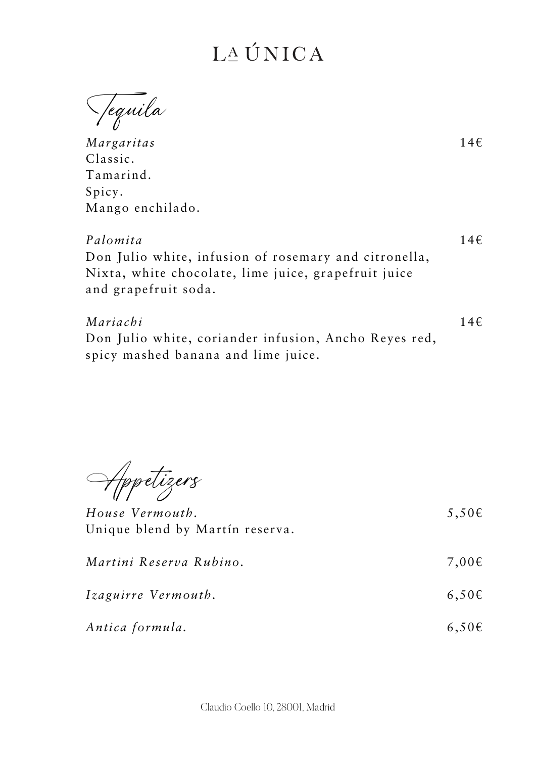# LA ÚNICA

## Tequila

*Margaritas* 14€
Classic.
Tamarind.
Spicy.
Mango enchilado.

*Palomita* 14€
Don Julio white, infusion of rosemary and citronella, Nixta, white chocolate, lime juice, grapefruit juice and grapefruit soda.

*Mariachi* 14€
Don Julio white, coriander infusion, Ancho Reyes red, spicy mashed banana and lime juice.

## Appetizers

*House Vermouth.* 5,50€
Unique blend by Martín reserva.

*Martini Reserva Rubino.* 7,00€

*Izaguirre Vermouth.* 6,50€

*Antica formula.* 6,50€

Claudio Coello 10, 28001, Madrid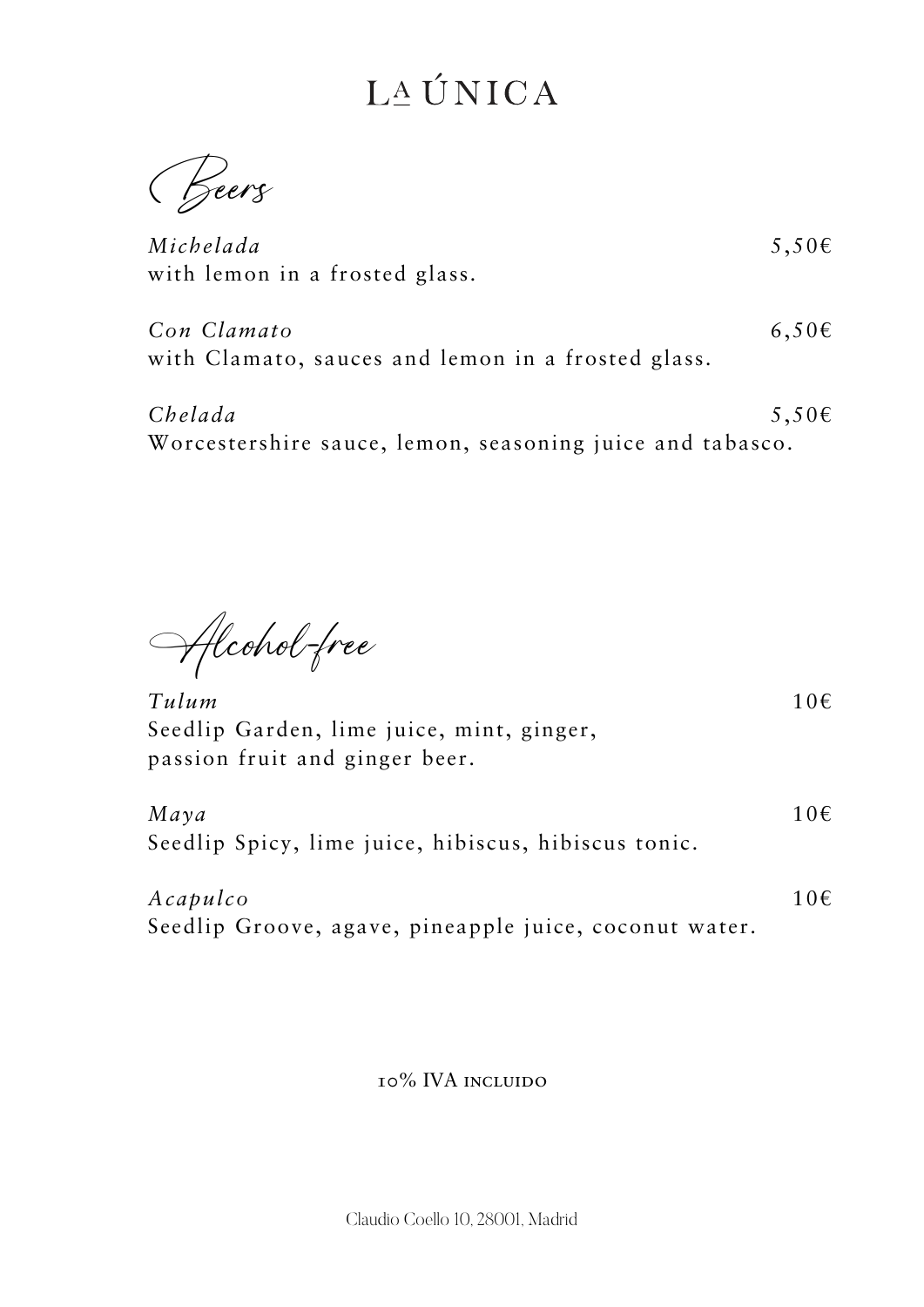# LA ÚNICA

## Beers

*Michelada* 5,50€
with lemon in a frosted glass.

*Con Clamato* 6,50€
with Clamato, sauces and lemon in a frosted glass.

*Chelada* 5,50€
Worcestershire sauce, lemon, seasoning juice and tabasco.

## Alcohol-free

*Tulum* 10€
Seedlip Garden, lime juice, mint, ginger,
passion fruit and ginger beer.

*Maya* 10€
Seedlip Spicy, lime juice, hibiscus, hibiscus tonic.

*Acapulco* 10€
Seedlip Groove, agave, pineapple juice, coconut water.

10% IVA incluido

Claudio Coello 10, 28001, Madrid